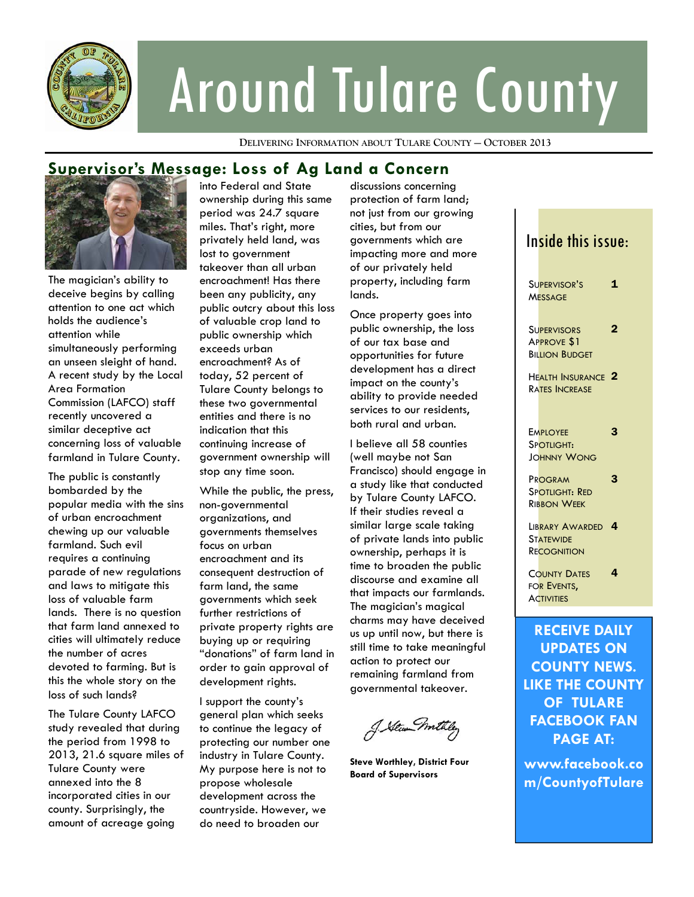# Around Tulare County

DELIVERING INFORMATION ABOUT TULARE COUNTY — OCTOBER 2013

## Supervisor's Message: Loss of Ag Land a Concern

The magician's ability to deceive begins by calling attention to one act which holds the audience's attention while simultaneously performing an unseen sleight of hand. A recent study by the Local Area Formation Commission (LAFCO) staff recently uncovered a similar deceptive act concerning loss of valuable farmland in Tulare County.

The public is constantly bombarded by the popular media with the sins of urban encroachment chewing up our valuable farmland. Such evil requires a continuing parade of new regulations and laws to mitigate this loss of valuable farm lands. There is no question that farm land annexed to cities will ultimately reduce the number of acres devoted to farming. But is this the whole story on the loss of such lands?

The Tulare County LAFCO study revealed that during the period from 1998 to 2013, 21.6 square miles of Tulare County were annexed into the 8 incorporated cities in our county. Surprisingly, the amount of acreage going into Federal and State ownership during this same period was 24.7 square miles. That's right, more privately held land, was lost to government takeover than all urban encroachment! Has there been any publicity, any public outcry about this loss of valuable crop land to public ownership which exceeds urban encroachment? As of today, 52 percent of Tulare County belongs to these two governmental entities and there is no indication that this continuing increase of government ownership will stop any time soon.

While the public, the press, non-governmental organizations, and governments themselves focus on urban encroachment and its consequent destruction of farm land, the same governments which seek further restrictions of private property rights are buying up or requiring "donations" of farm land in order to gain approval of development rights.

I support the county's general plan which seeks to continue the legacy of protecting our number one industry in Tulare County. My purpose here is not to propose wholesale development across the countryside. However, we do need to broaden our discussions concerning protection of farm land; not just from our growing cities, but from our governments which are impacting more and more of our privately held property, including farm lands.

Once property goes into public ownership, the loss of our tax base and opportunities for future development has a direct impact on the county's ability to provide needed services to our residents, both rural and urban.

I believe all 58 counties (well maybe not San Francisco) should engage in a study like that conducted by Tulare County LAFCO. If their studies reveal a similar large scale taking of private lands into public ownership, perhaps it is time to broaden the public discourse and examine all that impacts our farmlands. The magician's magical charms may have deceived us up until now, but there is still time to take meaningful action to protect our remaining farmland from governmental takeover.

**Steve Worthley, District Four**
**Board of Supervisors**

### Inside this issue:

| | |
|---|---|
| Supervisor's Message | 1 |
| Supervisors Approve $1 Billion Budget | 2 |
| Health Insurance Rates Increase | 2 |
| Employee Spotlight: Johnny Wong | 3 |
| Program Spotlight: Red Ribbon Week | 3 |
| Library Awarded Statewide Recognition | 4 |
| County Dates for Events, Activities | 4 |

**RECEIVE DAILY UPDATES ON COUNTY NEWS. LIKE THE COUNTY OF TULARE FACEBOOK FAN PAGE AT:**

**www.facebook.com/CountyofTulare**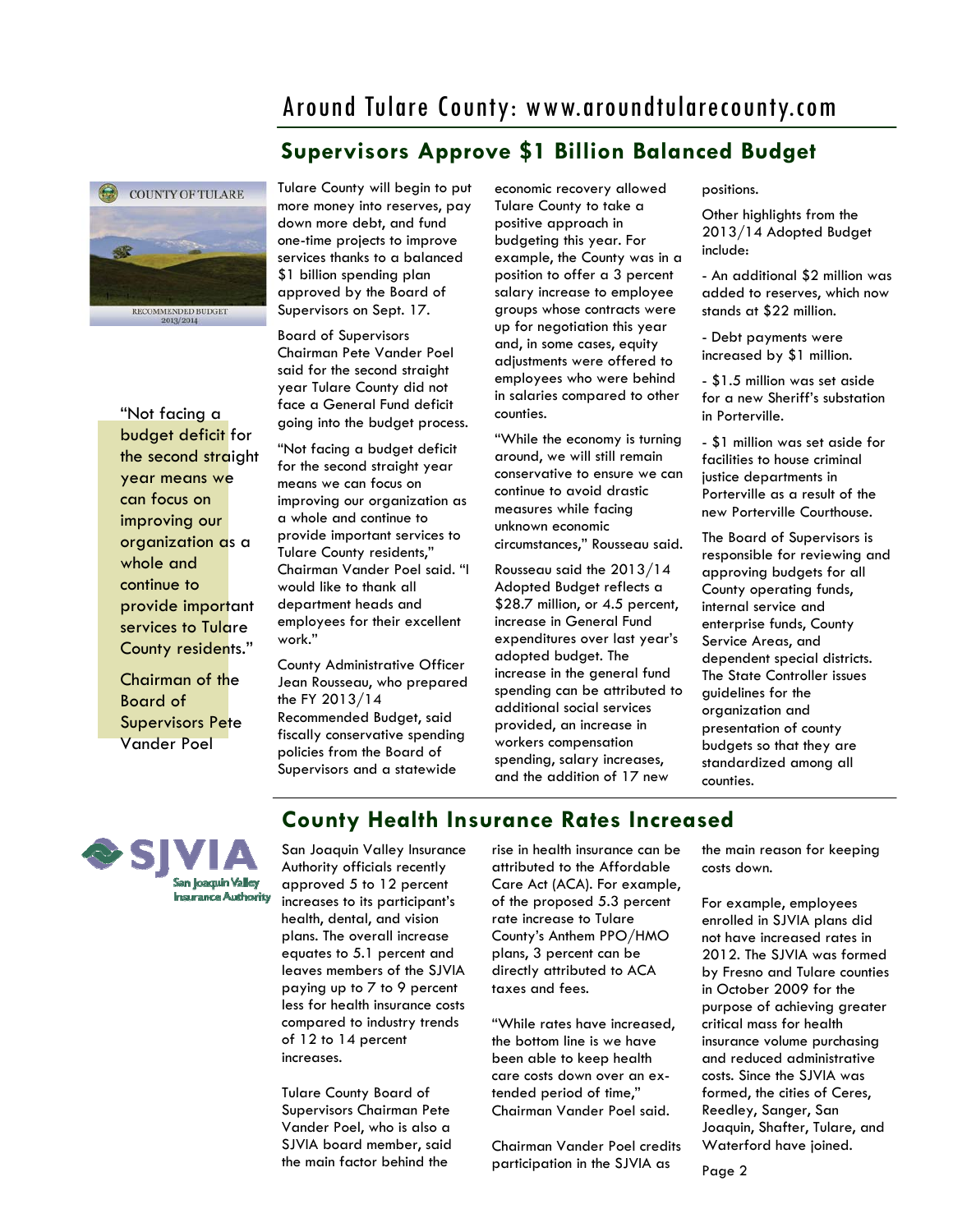## Supervisors Approve $1 Billion Balanced Budget

COUNTY OF TULARE

RECOMMENDED BUDGET 2013/2014

"Not facing a budget deficit for the second straight year means we can focus on improving our organization as a whole and continue to provide important services to Tulare County residents."

Chairman of the Board of Supervisors Pete Vander Poel

Tulare County will begin to put more money into reserves, pay down more debt, and fund one-time projects to improve services thanks to a balanced $1 billion spending plan approved by the Board of Supervisors on Sept. 17.

Board of Supervisors Chairman Pete Vander Poel said for the second straight year Tulare County did not face a General Fund deficit going into the budget process.

"Not facing a budget deficit for the second straight year means we can focus on improving our organization as a whole and continue to provide important services to Tulare County residents," Chairman Vander Poel said. "I would like to thank all department heads and employees for their excellent work."

County Administrative Officer Jean Rousseau, who prepared the FY 2013/14 Recommended Budget, said fiscally conservative spending policies from the Board of Supervisors and a statewide economic recovery allowed Tulare County to take a positive approach in budgeting this year. For example, the County was in a position to offer a 3 percent salary increase to employee groups whose contracts were up for negotiation this year and, in some cases, equity adjustments were offered to employees who were behind in salaries compared to other counties.

"While the economy is turning around, we will still remain conservative to ensure we can continue to avoid drastic measures while facing unknown economic circumstances," Rousseau said.

Rousseau said the 2013/14 Adopted Budget reflects a $28.7 million, or 4.5 percent, increase in General Fund expenditures over last year's adopted budget. The increase in the general fund spending can be attributed to additional social services provided, an increase in workers compensation spending, salary increases, and the addition of 17 new positions.

Other highlights from the 2013/14 Adopted Budget include:

- An additional $2 million was added to reserves, which now stands at $22 million.
- Debt payments were increased by $1 million.
- $1.5 million was set aside for a new Sheriff's substation in Porterville.
- $1 million was set aside for facilities to house criminal justice departments in Porterville as a result of the new Porterville Courthouse.

The Board of Supervisors is responsible for reviewing and approving budgets for all County operating funds, internal service and enterprise funds, County Service Areas, and dependent special districts. The State Controller issues guidelines for the organization and presentation of county budgets so that they are standardized among all counties.

## County Health Insurance Rates Increased

SJVIA San Joaquin Valley Insurance Authority

San Joaquin Valley Insurance Authority officials recently approved 5 to 12 percent increases to its participant's health, dental, and vision plans. The overall increase equates to 5.1 percent and leaves members of the SJVIA paying up to 7 to 9 percent less for health insurance costs compared to industry trends of 12 to 14 percent increases.

Tulare County Board of Supervisors Chairman Pete Vander Poel, who is also a SJVIA board member, said the main factor behind the rise in health insurance can be attributed to the Affordable Care Act (ACA). For example, of the proposed 5.3 percent rate increase to Tulare County's Anthem PPO/HMO plans, 3 percent can be directly attributed to ACA taxes and fees.

"While rates have increased, the bottom line is we have been able to keep health care costs down over an extended period of time," Chairman Vander Poel said.

Chairman Vander Poel credits participation in the SJVIA as the main reason for keeping costs down.

For example, employees enrolled in SJVIA plans did not have increased rates in 2012. The SJVIA was formed by Fresno and Tulare counties in October 2009 for the purpose of achieving greater critical mass for health insurance volume purchasing and reduced administrative costs. Since the SJVIA was formed, the cities of Ceres, Reedley, Sanger, San Joaquin, Shafter, Tulare, and Waterford have joined.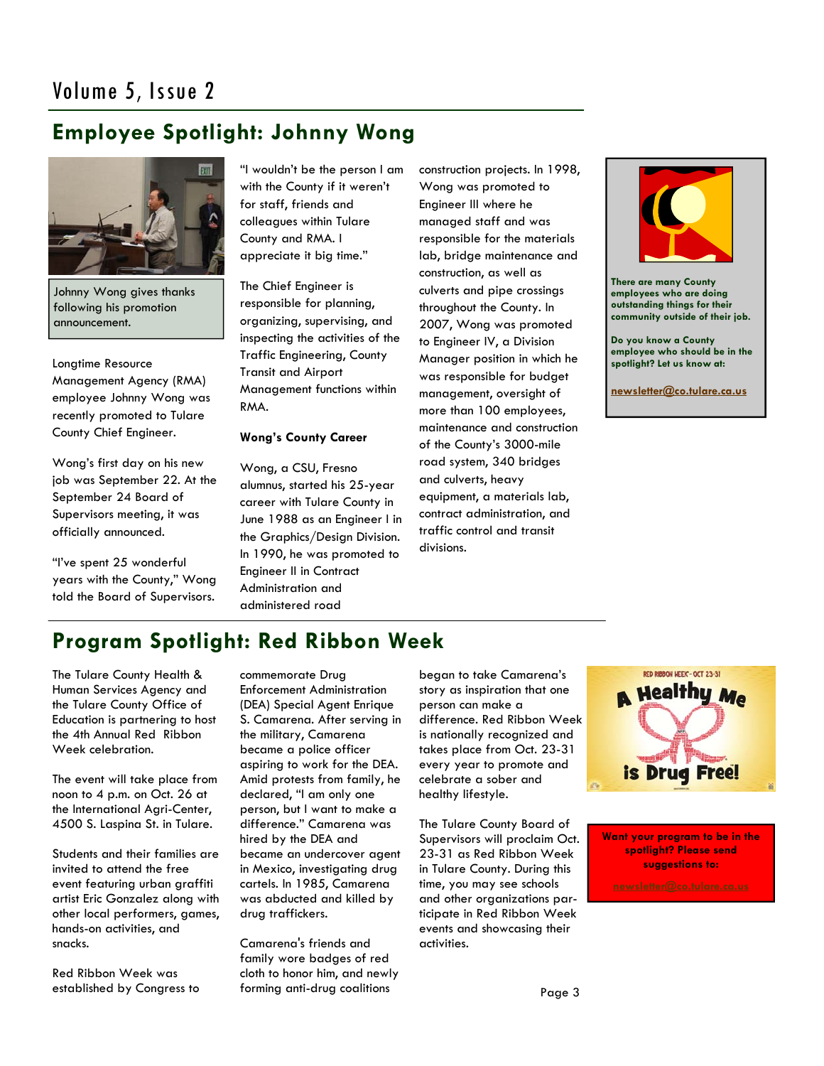## Employee Spotlight: Johnny Wong

Johnny Wong gives thanks following his promotion announcement.

Longtime Resource Management Agency (RMA) employee Johnny Wong was recently promoted to Tulare County Chief Engineer.

Wong's first day on his new job was September 22. At the September 24 Board of Supervisors meeting, it was officially announced.

"I've spent 25 wonderful years with the County," Wong told the Board of Supervisors. "I wouldn't be the person I am with the County if it weren't for staff, friends and colleagues within Tulare County and RMA. I appreciate it big time."

The Chief Engineer is responsible for planning, organizing, supervising, and inspecting the activities of the Traffic Engineering, County Transit and Airport Management functions within RMA.

**Wong's County Career**

Wong, a CSU, Fresno alumnus, started his 25-year career with Tulare County in June 1988 as an Engineer I in the Graphics/Design Division. In 1990, he was promoted to Engineer II in Contract Administration and administered road construction projects. In 1998, Wong was promoted to Engineer III where he managed staff and was responsible for the materials lab, bridge maintenance and construction, as well as culverts and pipe crossings throughout the County. In 2007, Wong was promoted to Engineer IV, a Division Manager position in which he was responsible for budget management, oversight of more than 100 employees, maintenance and construction of the County's 3000-mile road system, 340 bridges and culverts, heavy equipment, a materials lab, contract administration, and traffic control and transit divisions.

**There are many County employees who are doing outstanding things for their community outside of their job.**

**Do you know a County employee who should be in the spotlight? Let us know at:**

**newsletter@co.tulare.ca.us**

## Program Spotlight: Red Ribbon Week

The Tulare County Health & Human Services Agency and the Tulare County Office of Education is partnering to host the 4th Annual Red Ribbon Week celebration.

The event will take place from noon to 4 p.m. on Oct. 26 at the International Agri-Center, 4500 S. Laspina St. in Tulare.

Students and their families are invited to attend the free event featuring urban graffiti artist Eric Gonzalez along with other local performers, games, hands-on activities, and snacks.

Red Ribbon Week was established by Congress to commemorate Drug Enforcement Administration (DEA) Special Agent Enrique S. Camarena. After serving in the military, Camarena became a police officer aspiring to work for the DEA. Amid protests from family, he declared, "I am only one person, but I want to make a difference." Camarena was hired by the DEA and became an undercover agent in Mexico, investigating drug cartels. In 1985, Camarena was abducted and killed by drug traffickers.

Camarena's friends and family wore badges of red cloth to honor him, and newly forming anti-drug coalitions began to take Camarena's story as inspiration that one person can make a difference. Red Ribbon Week is nationally recognized and takes place from Oct. 23-31 every year to promote and celebrate a sober and healthy lifestyle.

The Tulare County Board of Supervisors will proclaim Oct. 23-31 as Red Ribbon Week in Tulare County. During this time, you may see schools and other organizations participate in Red Ribbon Week events and showcasing their activities.

RED RIBBON WEEK - OCT 23-31

A Healthy Me is Drug Free!

**Want your program to be in the spotlight? Please send suggestions to:**

**newsletter@co.tulare.ca.us**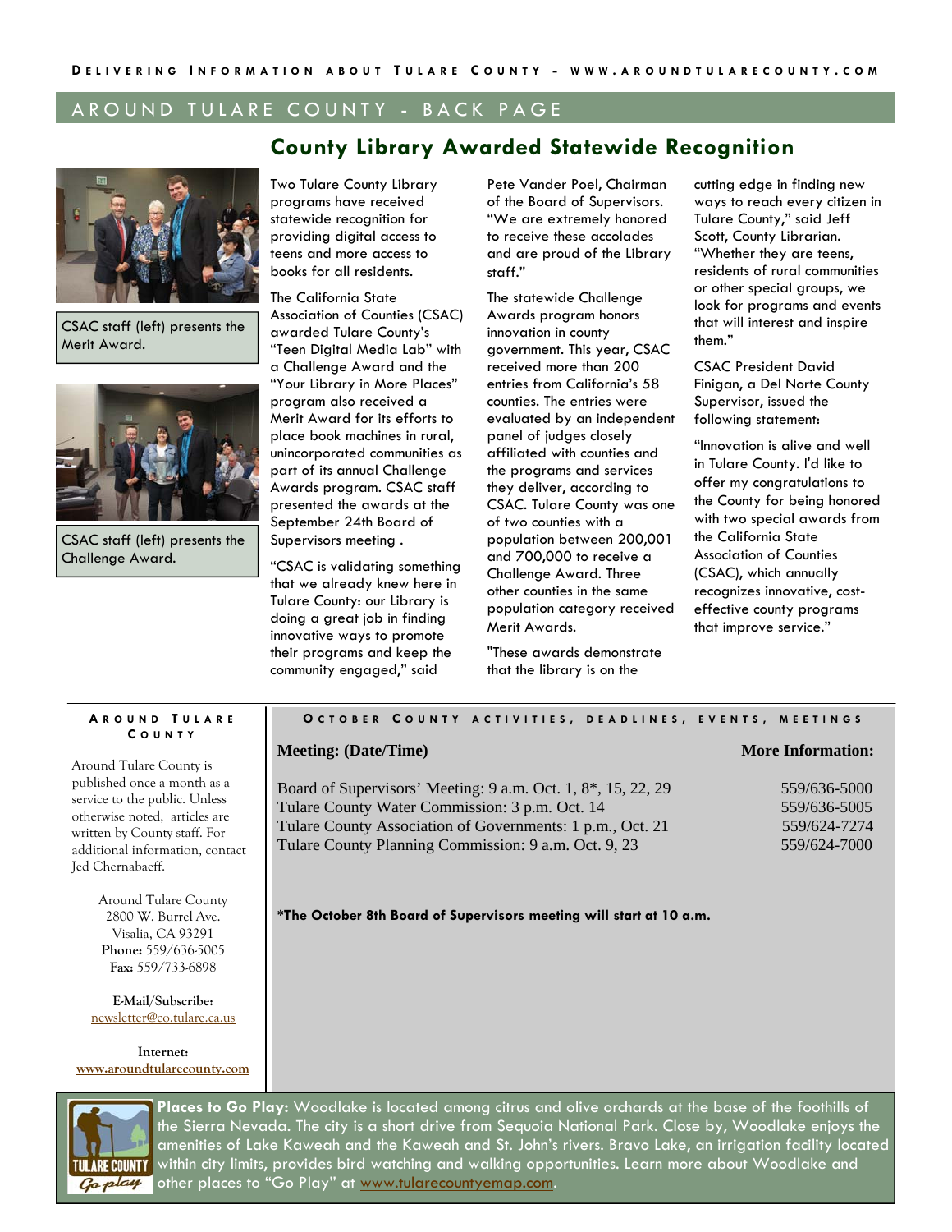## AROUND TULARE COUNTY - BACK PAGE

# County Library Awarded Statewide Recognition

CSAC staff (left) presents the Merit Award.

CSAC staff (left) presents the Challenge Award.

Two Tulare County Library programs have received statewide recognition for providing digital access to teens and more access to books for all residents.

The California State Association of Counties (CSAC) awarded Tulare County's "Teen Digital Media Lab" with a Challenge Award and the "Your Library in More Places" program also received a Merit Award for its efforts to place book machines in rural, unincorporated communities as part of its annual Challenge Awards program. CSAC staff presented the awards at the September 24th Board of Supervisors meeting .

"CSAC is validating something that we already knew here in Tulare County: our Library is doing a great job in finding innovative ways to promote their programs and keep the community engaged," said Pete Vander Poel, Chairman of the Board of Supervisors. "We are extremely honored to receive these accolades and are proud of the Library staff."

The statewide Challenge Awards program honors innovation in county government. This year, CSAC received more than 200 entries from California's 58 counties. The entries were evaluated by an independent panel of judges closely affiliated with counties and the programs and services they deliver, according to CSAC. Tulare County was one of two counties with a population between 200,001 and 700,000 to receive a Challenge Award. Three other counties in the same population category received Merit Awards.

"These awards demonstrate that the library is on the cutting edge in finding new ways to reach every citizen in Tulare County," said Jeff Scott, County Librarian. "Whether they are teens, residents of rural communities or other special groups, we look for programs and events that will interest and inspire them."

CSAC President David Finigan, a Del Norte County Supervisor, issued the following statement:

"Innovation is alive and well in Tulare County. I'd like to offer my congratulations to the County for being honored with two special awards from the California State Association of Counties (CSAC), which annually recognizes innovative, cost-effective county programs that improve service."

### AROUND TULARE COUNTY

Around Tulare County is published once a month as a service to the public. Unless otherwise noted, articles are written by County staff. For additional information, contact Jed Chernabaeff.

Around Tulare County
2800 W. Burrel Ave.
Visalia, CA 93291
**Phone:** 559/636-5005
**Fax:** 559/733-6898

**E-Mail/Subscribe:**
newsletter@co.tulare.ca.us

**Internet:**
www.aroundtularecounty.com

### OCTOBER COUNTY ACTIVITIES, DEADLINES, EVENTS, MEETINGS

| Meeting: (Date/Time) | More Information: |
|---|---|
| Board of Supervisors' Meeting: 9 a.m. Oct. 1, 8*, 15, 22, 29 | 559/636-5000 |
| Tulare County Water Commission: 3 p.m. Oct. 14 | 559/636-5005 |
| Tulare County Association of Governments: 1 p.m., Oct. 21 | 559/624-7274 |
| Tulare County Planning Commission: 9 a.m. Oct. 9, 23 | 559/624-7000 |

***The October 8th Board of Supervisors meeting will start at 10 a.m.**

**Places to Go Play:** Woodlake is located among citrus and olive orchards at the base of the foothills of the Sierra Nevada. The city is a short drive from Sequoia National Park. Close by, Woodlake enjoys the amenities of Lake Kaweah and the Kaweah and St. John's rivers. Bravo Lake, an irrigation facility located within city limits, provides bird watching and walking opportunities. Learn more about Woodlake and other places to "Go Play" at www.tularecountyemap.com.